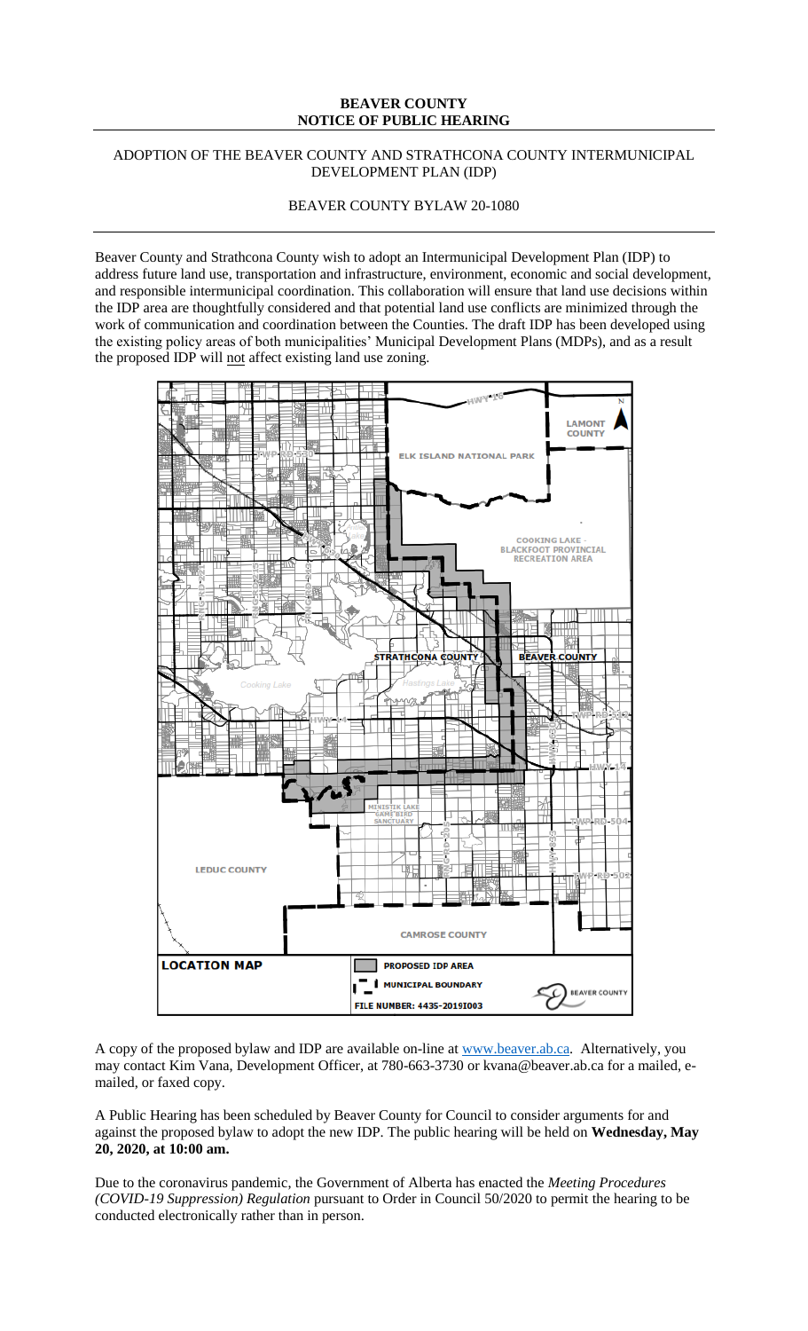# BEAVER COUNTY
# NOTICE OF PUBLIC HEARING

## ADOPTION OF THE BEAVER COUNTY AND STRATHCONA COUNTY INTERMUNICIPAL DEVELOPMENT PLAN (IDP)

### BEAVER COUNTY BYLAW 20-1080

Beaver County and Strathcona County wish to adopt an Intermunicipal Development Plan (IDP) to address future land use, transportation and infrastructure, environment, economic and social development, and responsible intermunicipal coordination. This collaboration will ensure that land use decisions within the IDP area are thoughtfully considered and that potential land use conflicts are minimized through the work of communication and coordination between the Counties. The draft IDP has been developed using the existing policy areas of both municipalities' Municipal Development Plans (MDPs), and as a result the proposed IDP will not affect existing land use zoning.

LOCATION MAP

PROPOSED IDP AREA

MUNICIPAL BOUNDARY

FILE NUMBER: 4435-2019I003

A copy of the proposed bylaw and IDP are available on-line at www.beaver.ab.ca. Alternatively, you may contact Kim Vana, Development Officer, at 780-663-3730 or kvana@beaver.ab.ca for a mailed, e-mailed, or faxed copy.

A Public Hearing has been scheduled by Beaver County for Council to consider arguments for and against the proposed bylaw to adopt the new IDP. The public hearing will be held on **Wednesday, May 20, 2020, at 10:00 am.**

Due to the coronavirus pandemic, the Government of Alberta has enacted the *Meeting Procedures (COVID-19 Suppression) Regulation* pursuant to Order in Council 50/2020 to permit the hearing to be conducted electronically rather than in person.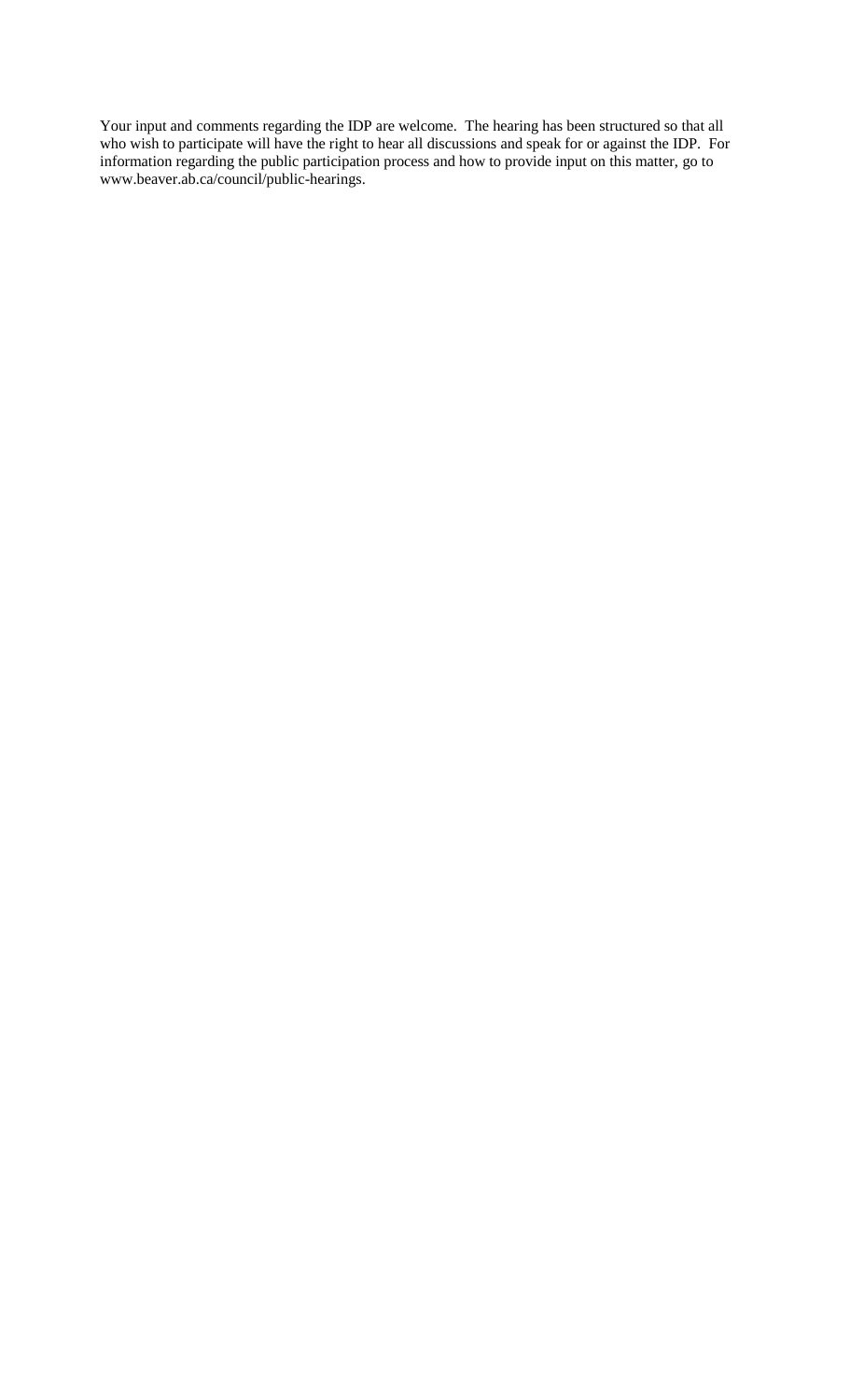Your input and comments regarding the IDP are welcome. The hearing has been structured so that all who wish to participate will have the right to hear all discussions and speak for or against the IDP. For information regarding the public participation process and how to provide input on this matter, go to www.beaver.ab.ca/council/public-hearings.